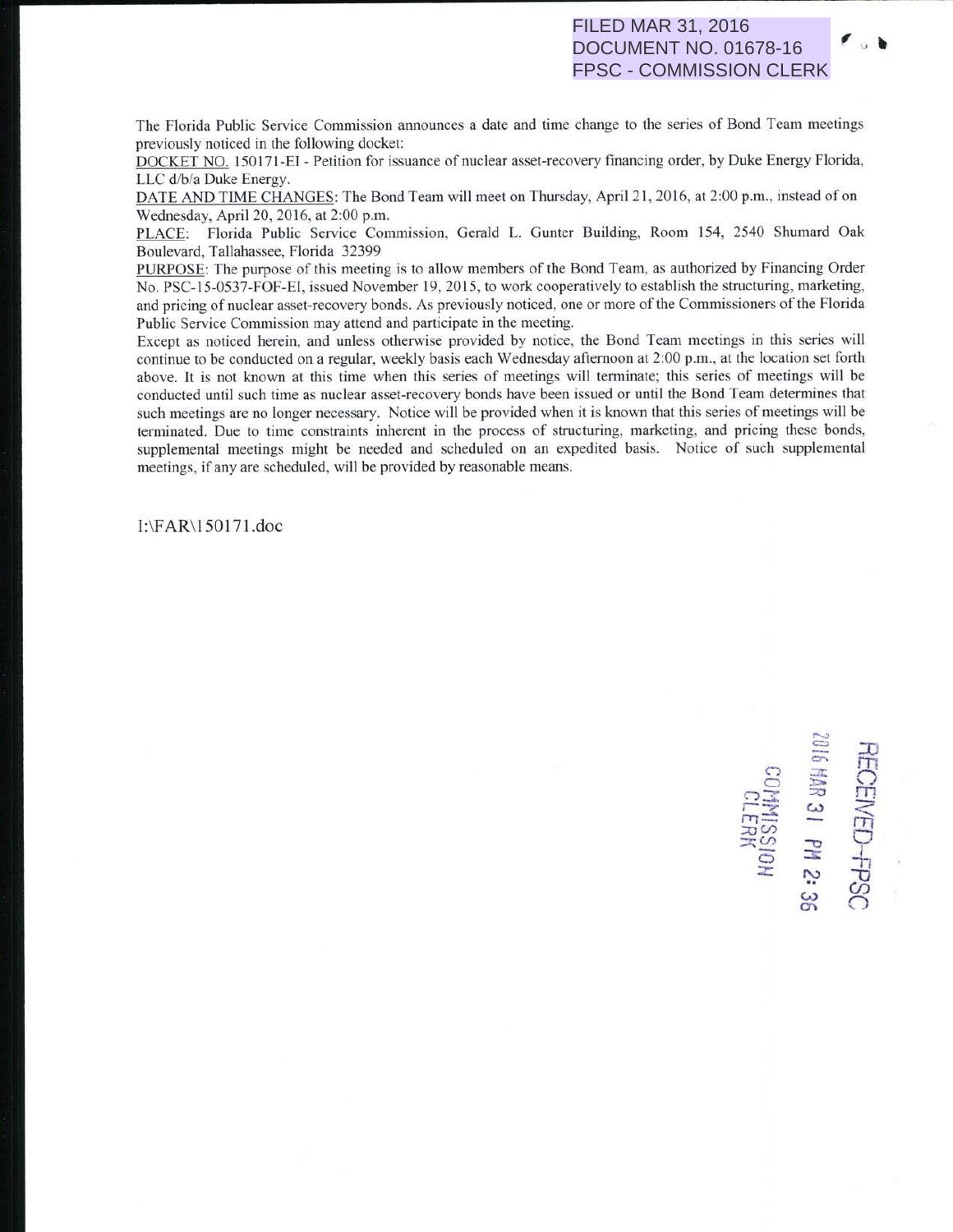FILED MAR 31, 2016
DOCUMENT NO. 01678-16
FPSC - COMMISSION CLERK

The Florida Public Service Commission announces a date and time change to the series of Bond Team meetings previously noticed in the following docket:

DOCKET NO. 150171-EI - Petition for issuance of nuclear asset-recovery financing order, by Duke Energy Florida, LLC d/b/a Duke Energy.

DATE AND TIME CHANGES: The Bond Team will meet on Thursday, April 21, 2016, at 2:00 p.m., instead of on Wednesday, April 20, 2016, at 2:00 p.m.

PLACE: Florida Public Service Commission, Gerald L. Gunter Building, Room 154, 2540 Shumard Oak Boulevard, Tallahassee, Florida 32399

PURPOSE: The purpose of this meeting is to allow members of the Bond Team, as authorized by Financing Order No. PSC-15-0537-FOF-EI, issued November 19, 2015, to work cooperatively to establish the structuring, marketing, and pricing of nuclear asset-recovery bonds. As previously noticed, one or more of the Commissioners of the Florida Public Service Commission may attend and participate in the meeting.

Except as noticed herein, and unless otherwise provided by notice, the Bond Team meetings in this series will continue to be conducted on a regular, weekly basis each Wednesday afternoon at 2:00 p.m., at the location set forth above. It is not known at this time when this series of meetings will terminate; this series of meetings will be conducted until such time as nuclear asset-recovery bonds have been issued or until the Bond Team determines that such meetings are no longer necessary. Notice will be provided when it is known that this series of meetings will be terminated. Due to time constraints inherent in the process of structuring, marketing, and pricing these bonds, supplemental meetings might be needed and scheduled on an expedited basis. Notice of such supplemental meetings, if any are scheduled, will be provided by reasonable means.

I:\FAR\150171.doc

RECEIVED-FPSC
2016 MAR 31 PM 2:36
COMMISSION CLERK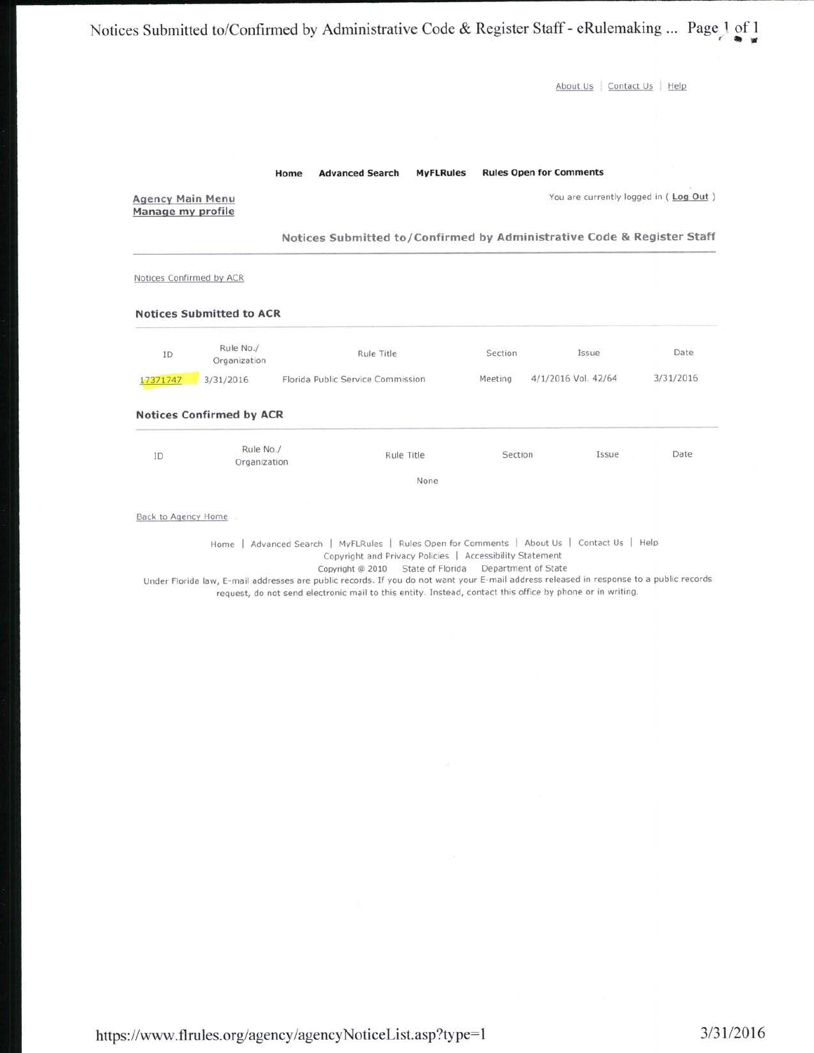About Us | Contact Us | Help

Home   Advanced Search   MyFLRules   Rules Open for Comments

Agency Main Menu
Manage my profile

You are currently logged in ( Log Out )

### Notices Submitted to/Confirmed by Administrative Code & Register Staff

Notices Confirmed by ACR

#### Notices Submitted to ACR

| ID | Rule No./ Organization | Rule Title | Section | Issue | Date |
|---|---|---|---|---|---|
| 17371747 | 3/31/2016 | Florida Public Service Commission | Meeting | 4/1/2016 Vol. 42/64 | 3/31/2016 |

#### Notices Confirmed by ACR

| ID | Rule No./ Organization | Rule Title | Section | Issue | Date |
|---|---|---|---|---|---|
| | | None | | | |

Back to Agency Home

Home | Advanced Search | MyFLRules | Rules Open for Comments | About Us | Contact Us | Help
Copyright and Privacy Policies | Accessibility Statement
Copyright @ 2010 State of Florida Department of State
Under Florida law, E-mail addresses are public records. If you do not want your E-mail address released in response to a public records request, do not send electronic mail to this entity. Instead, contact this office by phone or in writing.

https://www.flrules.org/agency/agencyNoticeList.asp?type=1 3/31/2016